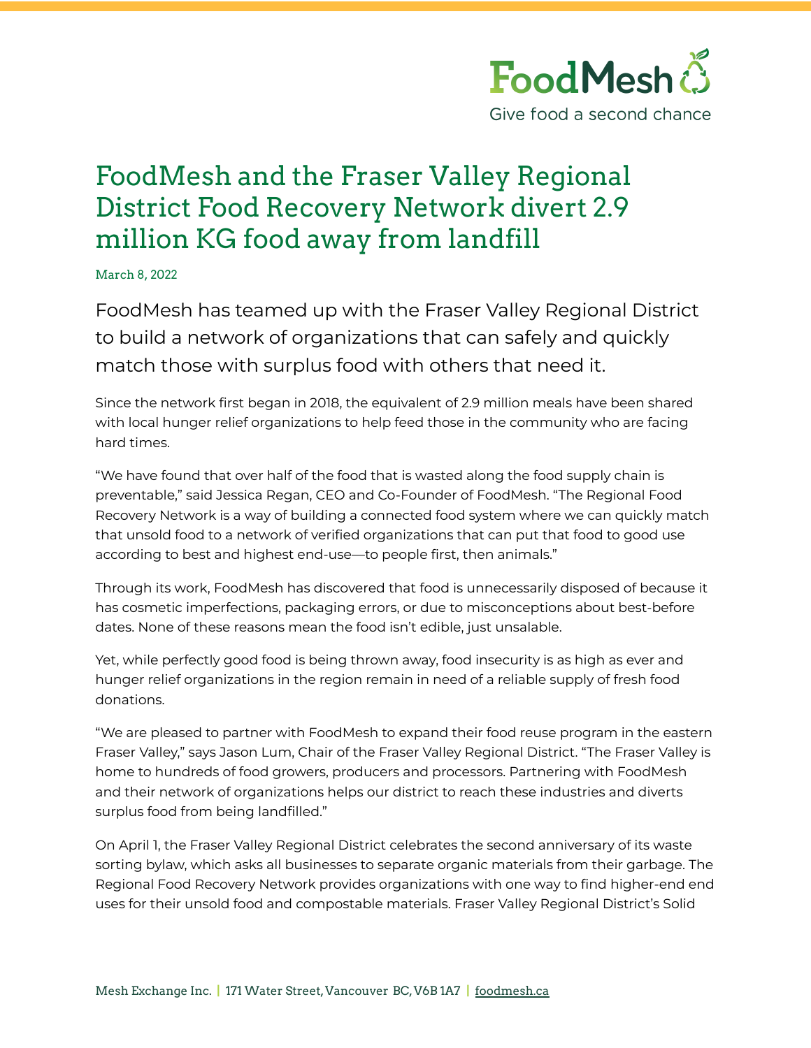FoodMesh

Give food a second chance

# FoodMesh and the Fraser Valley Regional District Food Recovery Network divert 2.9 million KG food away from landfill

March 8, 2022

FoodMesh has teamed up with the Fraser Valley Regional District to build a network of organizations that can safely and quickly match those with surplus food with others that need it.

Since the network first began in 2018, the equivalent of 2.9 million meals have been shared with local hunger relief organizations to help feed those in the community who are facing hard times.

"We have found that over half of the food that is wasted along the food supply chain is preventable," said Jessica Regan, CEO and Co-Founder of FoodMesh. "The Regional Food Recovery Network is a way of building a connected food system where we can quickly match that unsold food to a network of verified organizations that can put that food to good use according to best and highest end-use—to people first, then animals."

Through its work, FoodMesh has discovered that food is unnecessarily disposed of because it has cosmetic imperfections, packaging errors, or due to misconceptions about best-before dates. None of these reasons mean the food isn't edible, just unsalable.

Yet, while perfectly good food is being thrown away, food insecurity is as high as ever and hunger relief organizations in the region remain in need of a reliable supply of fresh food donations.

"We are pleased to partner with FoodMesh to expand their food reuse program in the eastern Fraser Valley," says Jason Lum, Chair of the Fraser Valley Regional District. "The Fraser Valley is home to hundreds of food growers, producers and processors. Partnering with FoodMesh and their network of organizations helps our district to reach these industries and diverts surplus food from being landfilled."

On April 1, the Fraser Valley Regional District celebrates the second anniversary of its waste sorting bylaw, which asks all businesses to separate organic materials from their garbage. The Regional Food Recovery Network provides organizations with one way to find higher-end end uses for their unsold food and compostable materials. Fraser Valley Regional District's Solid

Mesh Exchange Inc. | 171 Water Street, Vancouver BC, V6B 1A7 | foodmesh.ca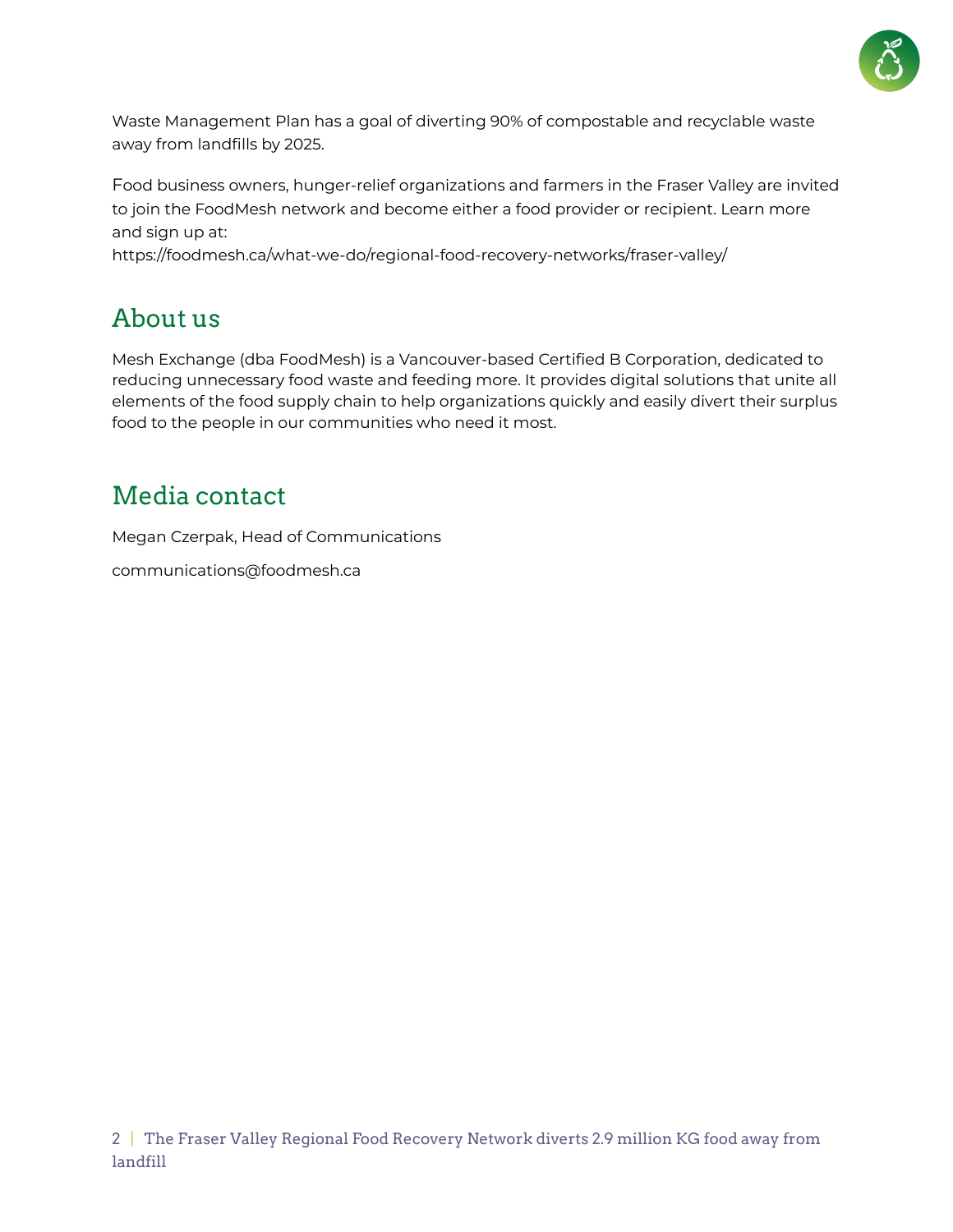Waste Management Plan has a goal of diverting 90% of compostable and recyclable waste away from landfills by 2025.

Food business owners, hunger-relief organizations and farmers in the Fraser Valley are invited to join the FoodMesh network and become either a food provider or recipient. Learn more and sign up at:
https://foodmesh.ca/what-we-do/regional-food-recovery-networks/fraser-valley/

## About us

Mesh Exchange (dba FoodMesh) is a Vancouver-based Certified B Corporation, dedicated to reducing unnecessary food waste and feeding more. It provides digital solutions that unite all elements of the food supply chain to help organizations quickly and easily divert their surplus food to the people in our communities who need it most.

## Media contact

Megan Czerpak, Head of Communications

communications@foodmesh.ca